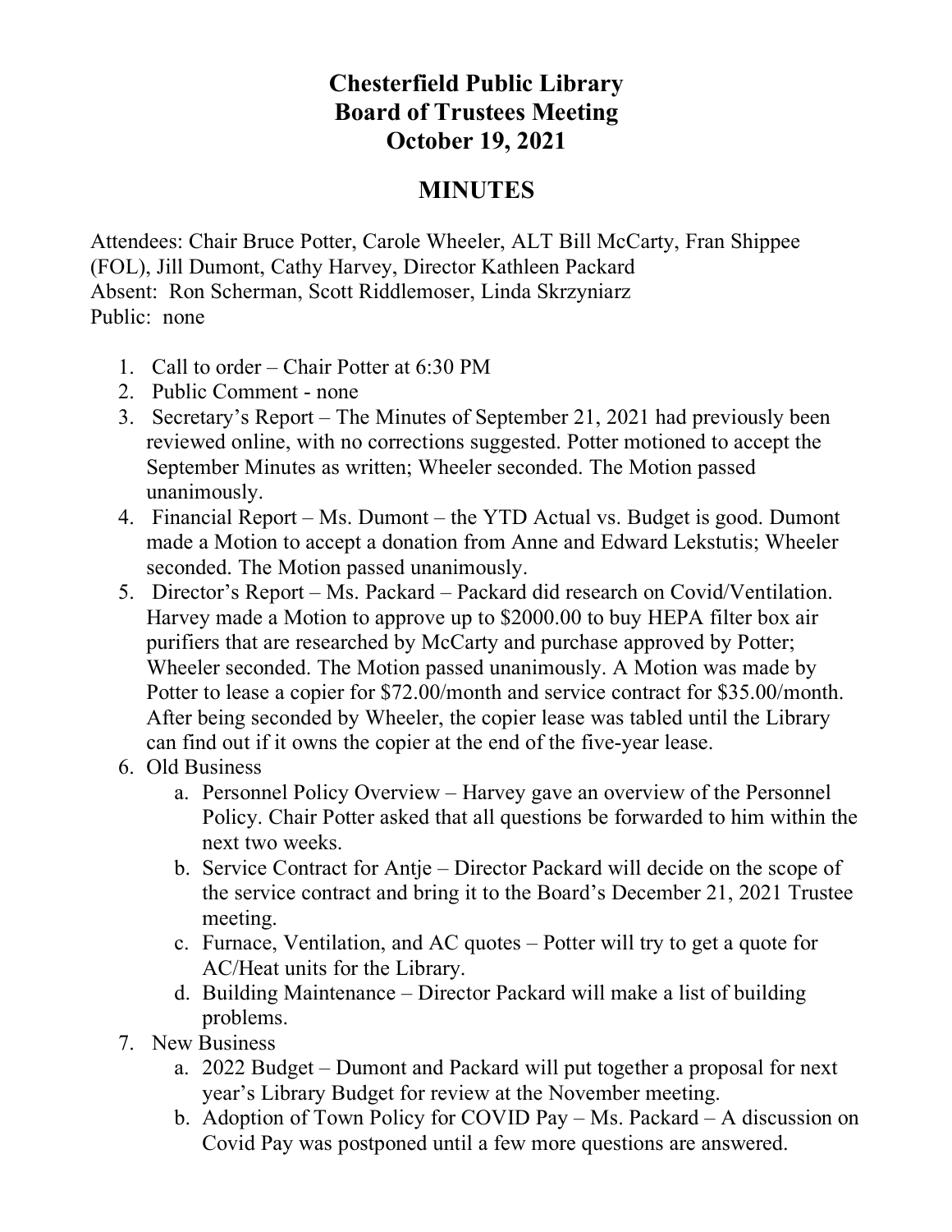# Chesterfield Public Library
# Board of Trustees Meeting
# October 19, 2021

## MINUTES

Attendees: Chair Bruce Potter, Carole Wheeler, ALT Bill McCarty, Fran Shippee (FOL), Jill Dumont, Cathy Harvey, Director Kathleen Packard
Absent: Ron Scherman, Scott Riddlemoser, Linda Skrzyniarz
Public: none

1. Call to order – Chair Potter at 6:30 PM
2. Public Comment - none
3. Secretary's Report – The Minutes of September 21, 2021 had previously been reviewed online, with no corrections suggested. Potter motioned to accept the September Minutes as written; Wheeler seconded. The Motion passed unanimously.
4. Financial Report – Ms. Dumont – the YTD Actual vs. Budget is good. Dumont made a Motion to accept a donation from Anne and Edward Lekstutis; Wheeler seconded. The Motion passed unanimously.
5. Director's Report – Ms. Packard – Packard did research on Covid/Ventilation. Harvey made a Motion to approve up to $2000.00 to buy HEPA filter box air purifiers that are researched by McCarty and purchase approved by Potter; Wheeler seconded. The Motion passed unanimously. A Motion was made by Potter to lease a copier for $72.00/month and service contract for $35.00/month. After being seconded by Wheeler, the copier lease was tabled until the Library can find out if it owns the copier at the end of the five-year lease.
6. Old Business
    a. Personnel Policy Overview – Harvey gave an overview of the Personnel Policy. Chair Potter asked that all questions be forwarded to him within the next two weeks.
    b. Service Contract for Antje – Director Packard will decide on the scope of the service contract and bring it to the Board's December 21, 2021 Trustee meeting.
    c. Furnace, Ventilation, and AC quotes – Potter will try to get a quote for AC/Heat units for the Library.
    d. Building Maintenance – Director Packard will make a list of building problems.
7. New Business
    a. 2022 Budget – Dumont and Packard will put together a proposal for next year's Library Budget for review at the November meeting.
    b. Adoption of Town Policy for COVID Pay – Ms. Packard – A discussion on Covid Pay was postponed until a few more questions are answered.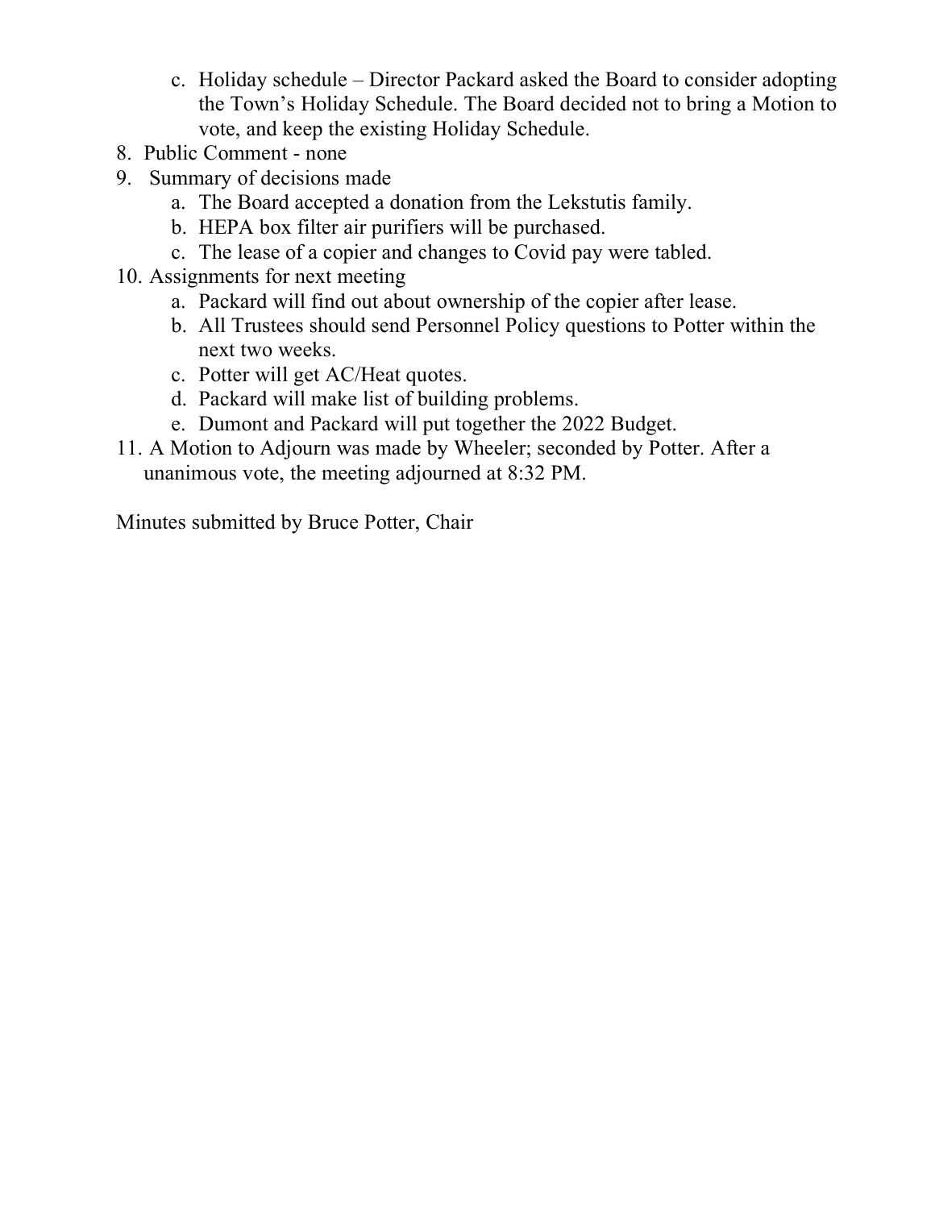c. Holiday schedule – Director Packard asked the Board to consider adopting the Town's Holiday Schedule. The Board decided not to bring a Motion to vote, and keep the existing Holiday Schedule.

8. Public Comment - none
9. Summary of decisions made
   a. The Board accepted a donation from the Lekstutis family.
   b. HEPA box filter air purifiers will be purchased.
   c. The lease of a copier and changes to Covid pay were tabled.
10. Assignments for next meeting
    a. Packard will find out about ownership of the copier after lease.
    b. All Trustees should send Personnel Policy questions to Potter within the next two weeks.
    c. Potter will get AC/Heat quotes.
    d. Packard will make list of building problems.
    e. Dumont and Packard will put together the 2022 Budget.
11. A Motion to Adjourn was made by Wheeler; seconded by Potter. After a unanimous vote, the meeting adjourned at 8:32 PM.

Minutes submitted by Bruce Potter, Chair